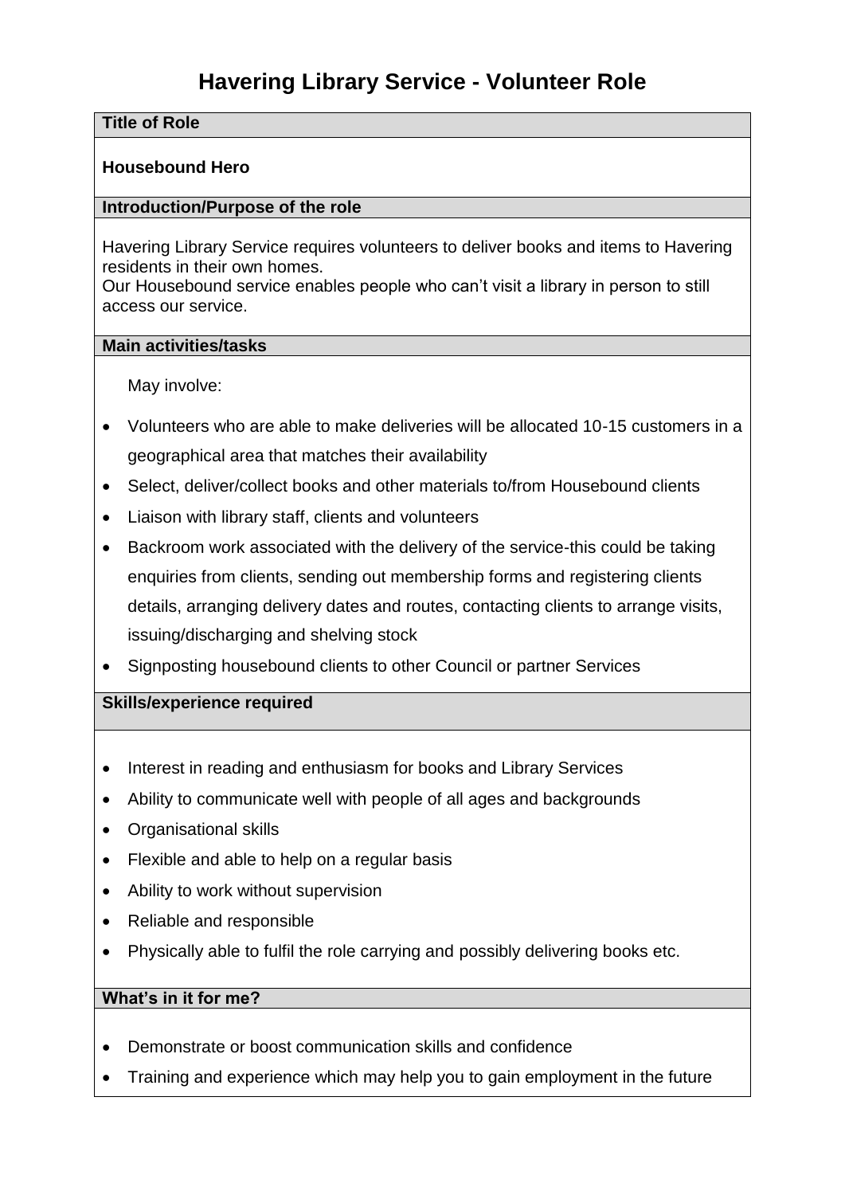# Havering Library Service - Volunteer Role

## Title of Role

**Housebound Hero**

## Introduction/Purpose of the role

Havering Library Service requires volunteers to deliver books and items to Havering residents in their own homes.
Our Housebound service enables people who can't visit a library in person to still access our service.

## Main activities/tasks

May involve:

- Volunteers who are able to make deliveries will be allocated 10-15 customers in a geographical area that matches their availability
- Select, deliver/collect books and other materials to/from Housebound clients
- Liaison with library staff, clients and volunteers
- Backroom work associated with the delivery of the service-this could be taking enquiries from clients, sending out membership forms and registering clients details, arranging delivery dates and routes, contacting clients to arrange visits, issuing/discharging and shelving stock
- Signposting housebound clients to other Council or partner Services

## Skills/experience required

- Interest in reading and enthusiasm for books and Library Services
- Ability to communicate well with people of all ages and backgrounds
- Organisational skills
- Flexible and able to help on a regular basis
- Ability to work without supervision
- Reliable and responsible
- Physically able to fulfil the role carrying and possibly delivering books etc.

## What's in it for me?

- Demonstrate or boost communication skills and confidence
- Training and experience which may help you to gain employment in the future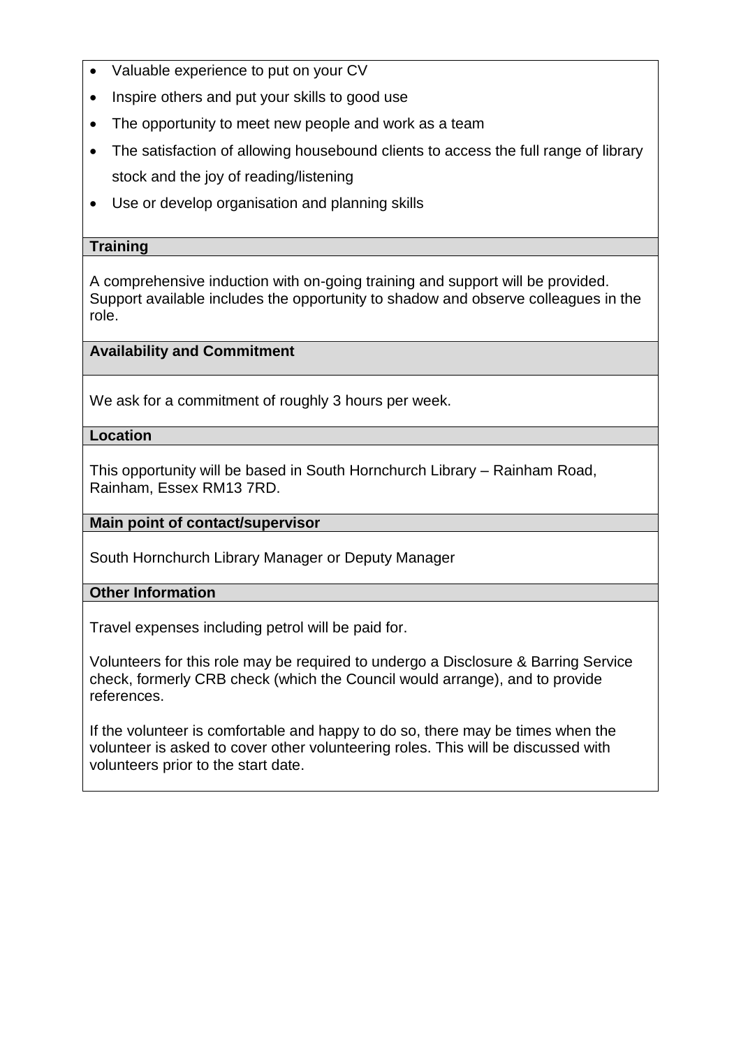- Valuable experience to put on your CV
- Inspire others and put your skills to good use
- The opportunity to meet new people and work as a team
- The satisfaction of allowing housebound clients to access the full range of library stock and the joy of reading/listening
- Use or develop organisation and planning skills

**Training**

A comprehensive induction with on-going training and support will be provided. Support available includes the opportunity to shadow and observe colleagues in the role.

**Availability and Commitment**

We ask for a commitment of roughly 3 hours per week.

**Location**

This opportunity will be based in South Hornchurch Library – Rainham Road, Rainham, Essex RM13 7RD.

**Main point of contact/supervisor**

South Hornchurch Library Manager or Deputy Manager

**Other Information**

Travel expenses including petrol will be paid for.

Volunteers for this role may be required to undergo a Disclosure & Barring Service check, formerly CRB check (which the Council would arrange), and to provide references.

If the volunteer is comfortable and happy to do so, there may be times when the volunteer is asked to cover other volunteering roles. This will be discussed with volunteers prior to the start date.